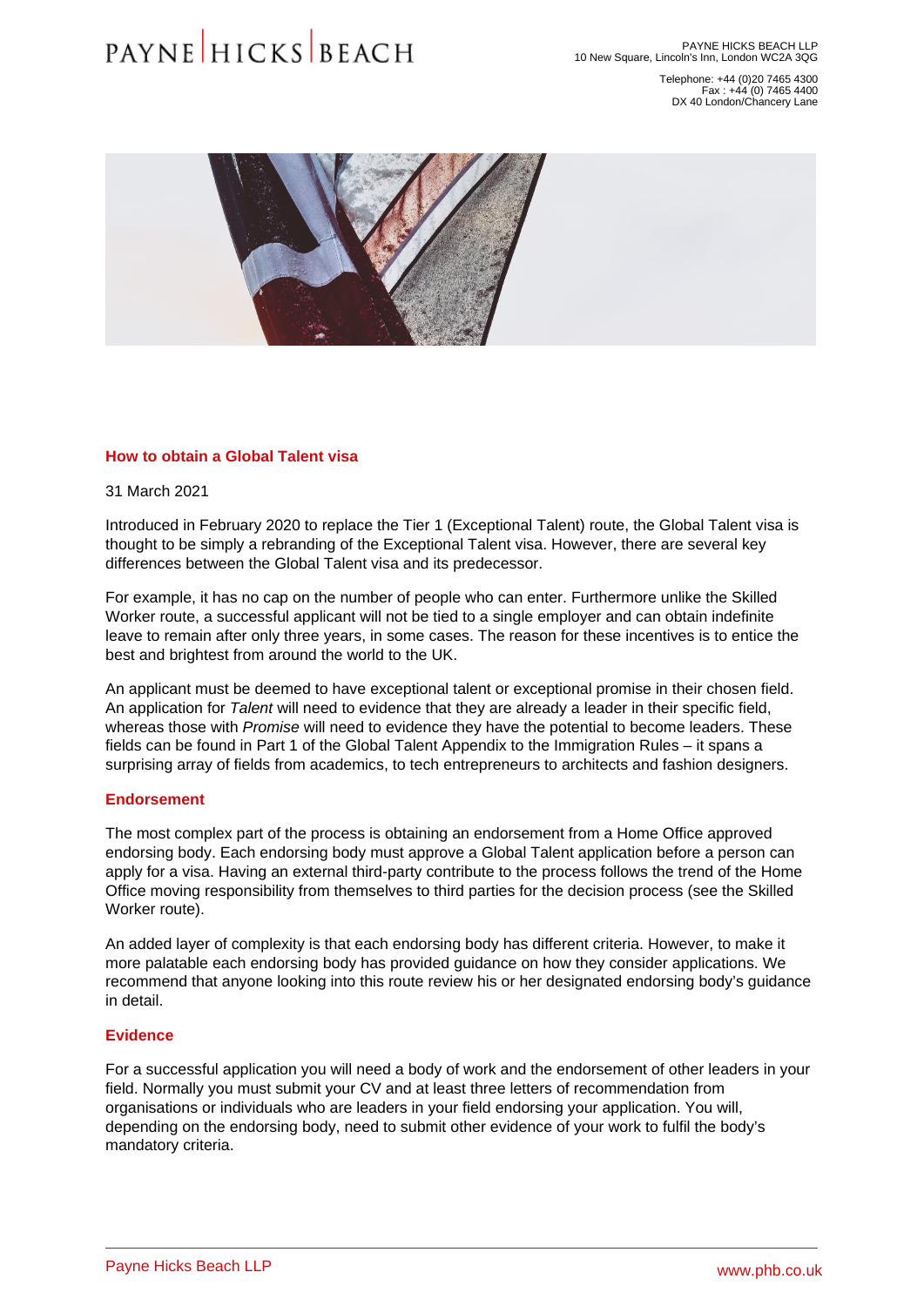PAYNE HICKS BEACH LLP
10 New Square, Lincoln's Inn, London WC2A 3QG

Telephone: +44 (0)20 7465 4300
Fax : +44 (0) 7465 4400
DX 40 London/Chancery Lane

## How to obtain a Global Talent visa

31 March 2021

Introduced in February 2020 to replace the Tier 1 (Exceptional Talent) route, the Global Talent visa is thought to be simply a rebranding of the Exceptional Talent visa. However, there are several key differences between the Global Talent visa and its predecessor.

For example, it has no cap on the number of people who can enter. Furthermore unlike the Skilled Worker route, a successful applicant will not be tied to a single employer and can obtain indefinite leave to remain after only three years, in some cases. The reason for these incentives is to entice the best and brightest from around the world to the UK.

An applicant must be deemed to have exceptional talent or exceptional promise in their chosen field. An application for *Talent* will need to evidence that they are already a leader in their specific field, whereas those with *Promise* will need to evidence they have the potential to become leaders. These fields can be found in Part 1 of the Global Talent Appendix to the Immigration Rules – it spans a surprising array of fields from academics, to tech entrepreneurs to architects and fashion designers.

### Endorsement

The most complex part of the process is obtaining an endorsement from a Home Office approved endorsing body. Each endorsing body must approve a Global Talent application before a person can apply for a visa. Having an external third-party contribute to the process follows the trend of the Home Office moving responsibility from themselves to third parties for the decision process (see the Skilled Worker route).

An added layer of complexity is that each endorsing body has different criteria. However, to make it more palatable each endorsing body has provided guidance on how they consider applications. We recommend that anyone looking into this route review his or her designated endorsing body's guidance in detail.

### Evidence

For a successful application you will need a body of work and the endorsement of other leaders in your field. Normally you must submit your CV and at least three letters of recommendation from organisations or individuals who are leaders in your field endorsing your application. You will, depending on the endorsing body, need to submit other evidence of your work to fulfil the body's mandatory criteria.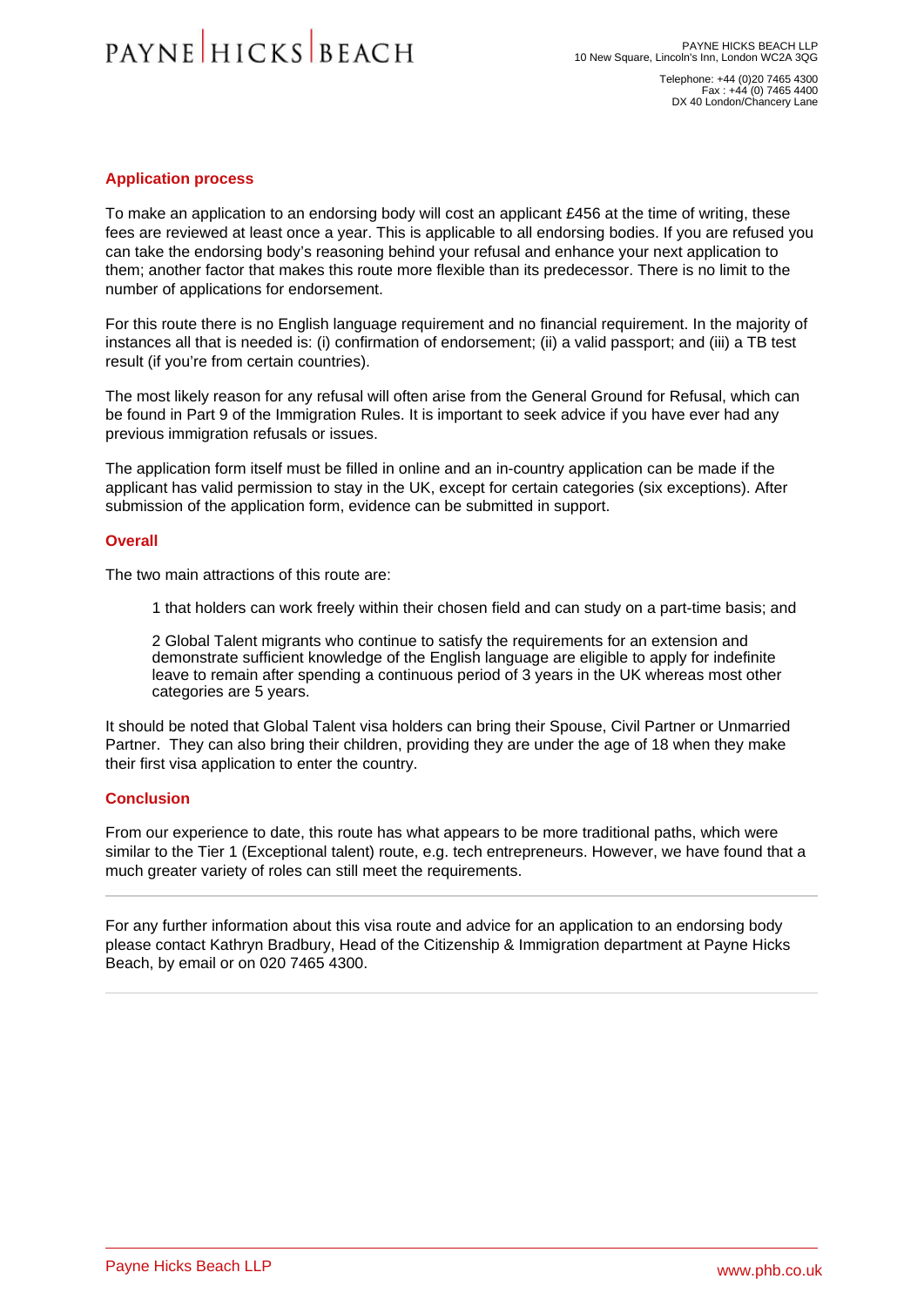## Application process

To make an application to an endorsing body will cost an applicant £456 at the time of writing, these fees are reviewed at least once a year. This is applicable to all endorsing bodies. If you are refused you can take the endorsing body's reasoning behind your refusal and enhance your next application to them; another factor that makes this route more flexible than its predecessor. There is no limit to the number of applications for endorsement.

For this route there is no English language requirement and no financial requirement. In the majority of instances all that is needed is: (i) confirmation of endorsement; (ii) a valid passport; and (iii) a TB test result (if you're from certain countries).

The most likely reason for any refusal will often arise from the General Ground for Refusal, which can be found in Part 9 of the Immigration Rules. It is important to seek advice if you have ever had any previous immigration refusals or issues.

The application form itself must be filled in online and an in-country application can be made if the applicant has valid permission to stay in the UK, except for certain categories (six exceptions). After submission of the application form, evidence can be submitted in support.

## Overall

The two main attractions of this route are:

1 that holders can work freely within their chosen field and can study on a part-time basis; and

2 Global Talent migrants who continue to satisfy the requirements for an extension and demonstrate sufficient knowledge of the English language are eligible to apply for indefinite leave to remain after spending a continuous period of 3 years in the UK whereas most other categories are 5 years.

It should be noted that Global Talent visa holders can bring their Spouse, Civil Partner or Unmarried Partner. They can also bring their children, providing they are under the age of 18 when they make their first visa application to enter the country.

## Conclusion

From our experience to date, this route has what appears to be more traditional paths, which were similar to the Tier 1 (Exceptional talent) route, e.g. tech entrepreneurs. However, we have found that a much greater variety of roles can still meet the requirements.

---

For any further information about this visa route and advice for an application to an endorsing body please contact Kathryn Bradbury, Head of the Citizenship & Immigration department at Payne Hicks Beach, by email or on 020 7465 4300.